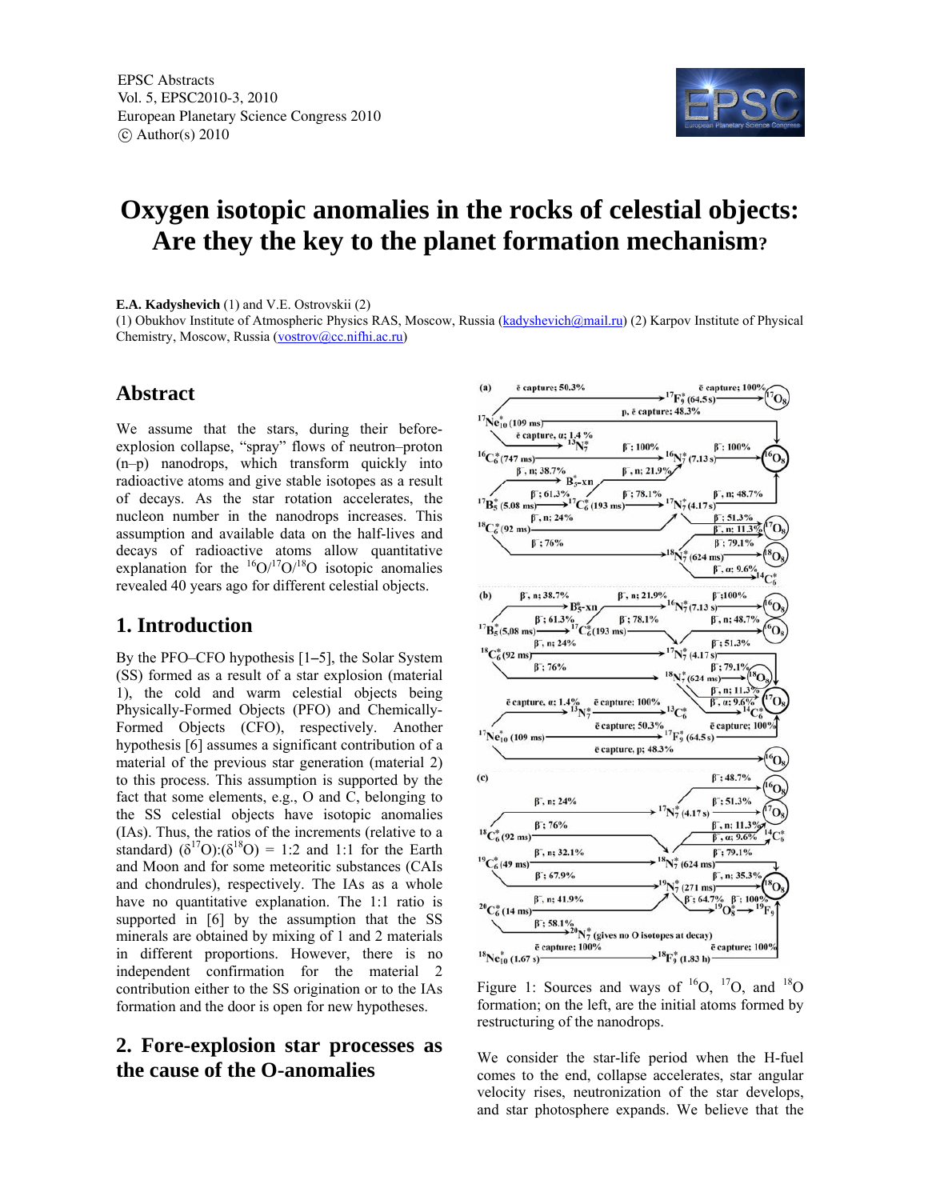# Oxygen isotopic anomalies in the rocks of celestial objects: Are they the key to the planet formation mechanism?

**E.A. Kadyshevich** (1) and V.E. Ostrovskii (2)

(1) Obukhov Institute of Atmospheric Physics RAS, Moscow, Russia (kadyshevich@mail.ru) (2) Karpov Institute of Physical Chemistry, Moscow, Russia (vostrov@cc.nifhi.ac.ru)

## Abstract

We assume that the stars, during their before-explosion collapse, "spray" flows of neutron–proton (n–p) nanodrops, which transform quickly into radioactive atoms and give stable isotopes as a result of decays. As the star rotation accelerates, the nucleon number in the nanodrops increases. This assumption and available data on the half-lives and decays of radioactive atoms allow quantitative explanation for the $^{16}O/^{17}O/^{18}O$ isotopic anomalies revealed 40 years ago for different celestial objects.

## 1. Introduction

By the PFO–CFO hypothesis [1–5], the Solar System (SS) formed as a result of a star explosion (material 1), the cold and warm celestial objects being Physically-Formed Objects (PFO) and Chemically-Formed Objects (CFO), respectively. Another hypothesis [6] assumes a significant contribution of a material of the previous star generation (material 2) to this process. This assumption is supported by the fact that some elements, e.g., O and C, belonging to the SS celestial objects have isotopic anomalies (IAs). Thus, the ratios of the increments (relative to a standard) $(\delta^{17}O):(\delta^{18}O)$ = 1:2 and 1:1 for the Earth and Moon and for some meteoritic substances (CAIs and chondrules), respectively. The IAs as a whole have no quantitative explanation. The 1:1 ratio is supported in [6] by the assumption that the SS minerals are obtained by mixing of 1 and 2 materials in different proportions. However, there is no independent confirmation for the material 2 contribution either to the SS origination or to the IAs formation and the door is open for new hypotheses.

## 2. Fore-explosion star processes as the cause of the O-anomalies

Figure 1: Sources and ways of $^{16}O$, $^{17}O$, and $^{18}O$ formation; on the left, are the initial atoms formed by restructuring of the nanodrops.

We consider the star-life period when the H-fuel comes to the end, collapse accelerates, star angular velocity rises, neutronization of the star develops, and star photosphere expands. We believe that the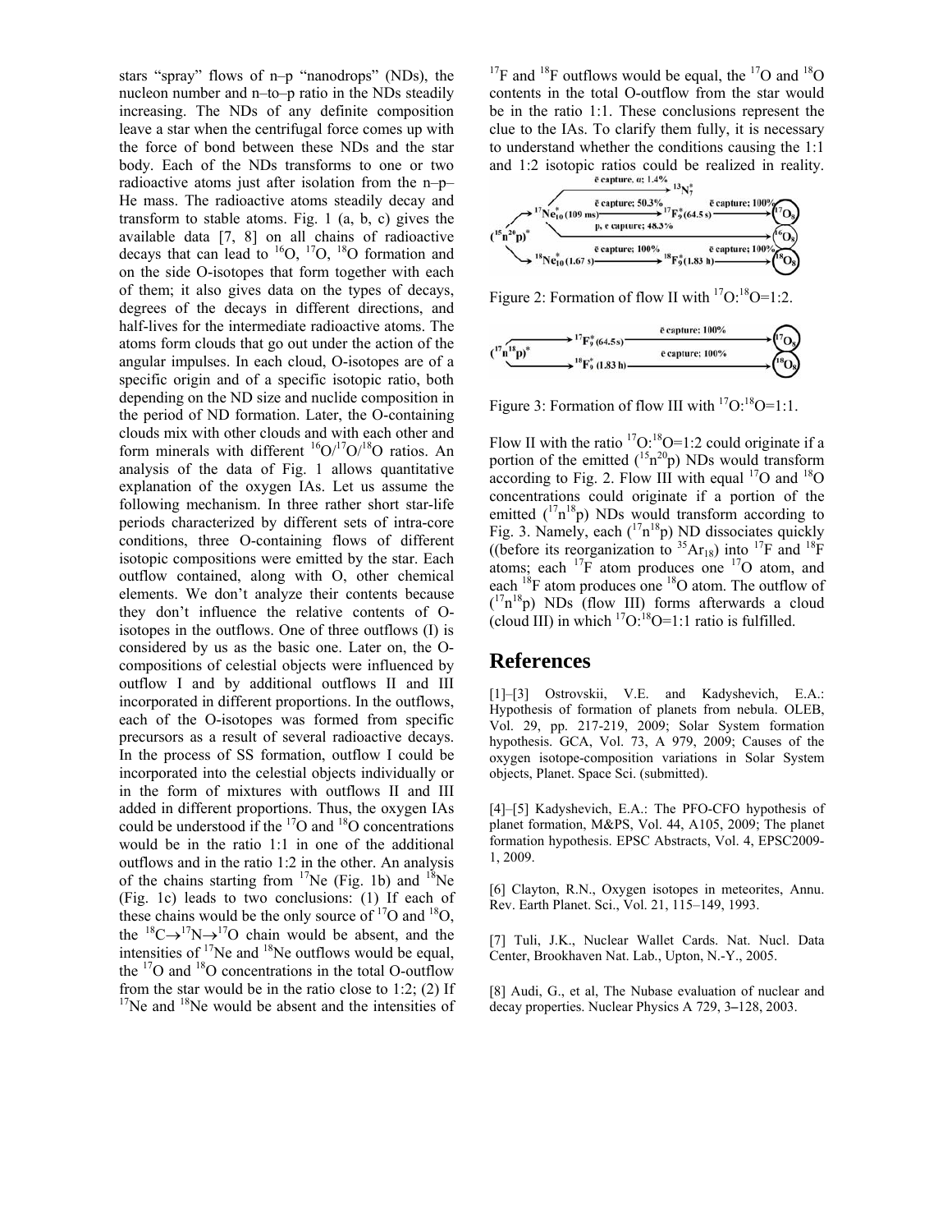stars "spray" flows of n–p "nanodrops" (NDs), the nucleon number and n–to–p ratio in the NDs steadily increasing. The NDs of any definite composition leave a star when the centrifugal force comes up with the force of bond between these NDs and the star body. Each of the NDs transforms to one or two radioactive atoms just after isolation from the n–p–He mass. The radioactive atoms steadily decay and transform to stable atoms. Fig. 1 (a, b, c) gives the available data [7, 8] on all chains of radioactive decays that can lead to $^{16}O$, $^{17}O$, $^{18}O$ formation and on the side O-isotopes that form together with each of them; it also gives data on the types of decays, degrees of the decays in different directions, and half-lives for the intermediate radioactive atoms. The atoms form clouds that go out under the action of the angular impulses. In each cloud, O-isotopes are of a specific origin and of a specific isotopic ratio, both depending on the ND size and nuclide composition in the period of ND formation. Later, the O-containing clouds mix with other clouds and with each other and form minerals with different $^{16}O/^{17}O/^{18}O$ ratios. An analysis of the data of Fig. 1 allows quantitative explanation of the oxygen IAs. Let us assume the following mechanism. In three rather short star-life periods characterized by different sets of intra-core conditions, three O-containing flows of different isotopic compositions were emitted by the star. Each outflow contained, along with O, other chemical elements. We don't analyze their contents because they don't influence the relative contents of O-isotopes in the outflows. One of three outflows (I) is considered by us as the basic one. Later on, the O-compositions of celestial objects were influenced by outflow I and by additional outflows II and III incorporated in different proportions. In the outflows, each of the O-isotopes was formed from specific precursors as a result of several radioactive decays. In the process of SS formation, outflow I could be incorporated into the celestial objects individually or in the form of mixtures with outflows II and III added in different proportions. Thus, the oxygen IAs could be understood if the $^{17}O$ and $^{18}O$ concentrations would be in the ratio 1:1 in one of the additional outflows and in the ratio 1:2 in the other. An analysis of the chains starting from $^{17}Ne$ (Fig. 1b) and $^{18}Ne$ (Fig. 1c) leads to two conclusions: (1) If each of these chains would be the only source of $^{17}O$ and $^{18}O$, the $^{18}C \rightarrow ^{17}N \rightarrow ^{17}O$ chain would be absent, and the intensities of $^{17}Ne$ and $^{18}Ne$ outflows would be equal, the $^{17}O$ and $^{18}O$ concentrations in the total O-outflow from the star would be in the ratio close to 1:2; (2) If $^{17}Ne$ and $^{18}Ne$ would be absent and the intensities of $^{17}F$ and $^{18}F$ outflows would be equal, the $^{17}O$ and $^{18}O$ contents in the total O-outflow from the star would be in the ratio 1:1. These conclusions represent the clue to the IAs. To clarify them fully, it is necessary to understand whether the conditions causing the 1:1 and 1:2 isotopic ratios could be realized in reality.

ē capture, α: 1.4%
$^{13}N_7^*$
ē capture: 50.3%
ē capture: 100%
$^{17}Ne_{10}^*$ (109 ms)
$^{17}F_9^*$ (64.5 s)
$^{17}O_8$
p, ē capture: 48.3%
$(^{15}n^{20}p)^*$
$^{16}O_8$
ē capture: 100%
ē capture: 100%
$^{18}Ne_{10}^*$ (1.67 s)
$^{18}F_9^*$ (1.83 h)
$^{18}O_8$

Figure 2: Formation of flow II with $^{17}O$:$^{18}O$=1:2.

ē capture: 100%
$^{17}F_9^*$ (64.5 s)
$^{17}O_8$
$(^{17}n^{18}p)^*$
ē capture: 100%
$^{18}F_9^*$ (1.83 h)
$^{18}O_8$

Figure 3: Formation of flow III with $^{17}O$:$^{18}O$=1:1.

Flow II with the ratio $^{17}O$:$^{18}O$=1:2 could originate if a portion of the emitted ($^{15}n^{20}p$) NDs would transform according to Fig. 2. Flow III with equal $^{17}O$ and $^{18}O$ concentrations could originate if a portion of the emitted ($^{17}n^{18}p$) NDs would transform according to Fig. 3. Namely, each ($^{17}n^{18}p$) ND dissociates quickly ((before its reorganization to $^{35}Ar_{18}$) into $^{17}F$ and $^{18}F$ atoms; each $^{17}F$ atom produces one $^{17}O$ atom, and each $^{18}F$ atom produces one $^{18}O$ atom. The outflow of ($^{17}n^{18}p$) NDs (flow III) forms afterwards a cloud (cloud III) in which $^{17}O$:$^{18}O$=1:1 ratio is fulfilled.

## References

[1]–[3] Ostrovskii, V.E. and Kadyshevich, E.A.: Hypothesis of formation of planets from nebula. OLEB, Vol. 29, pp. 217-219, 2009; Solar System formation hypothesis. GCA, Vol. 73, A 979, 2009; Causes of the oxygen isotope-composition variations in Solar System objects, Planet. Space Sci. (submitted).

[4]–[5] Kadyshevich, E.A.: The PFO-CFO hypothesis of planet formation, M&PS, Vol. 44, A105, 2009; The planet formation hypothesis. EPSC Abstracts, Vol. 4, EPSC2009-1, 2009.

[6] Clayton, R.N., Oxygen isotopes in meteorites, Annu. Rev. Earth Planet. Sci., Vol. 21, 115–149, 1993.

[7] Tuli, J.K., Nuclear Wallet Cards. Nat. Nucl. Data Center, Brookhaven Nat. Lab., Upton, N.-Y., 2005.

[8] Audi, G., et al, The Nubase evaluation of nuclear and decay properties. Nuclear Physics A 729, 3–128, 2003.